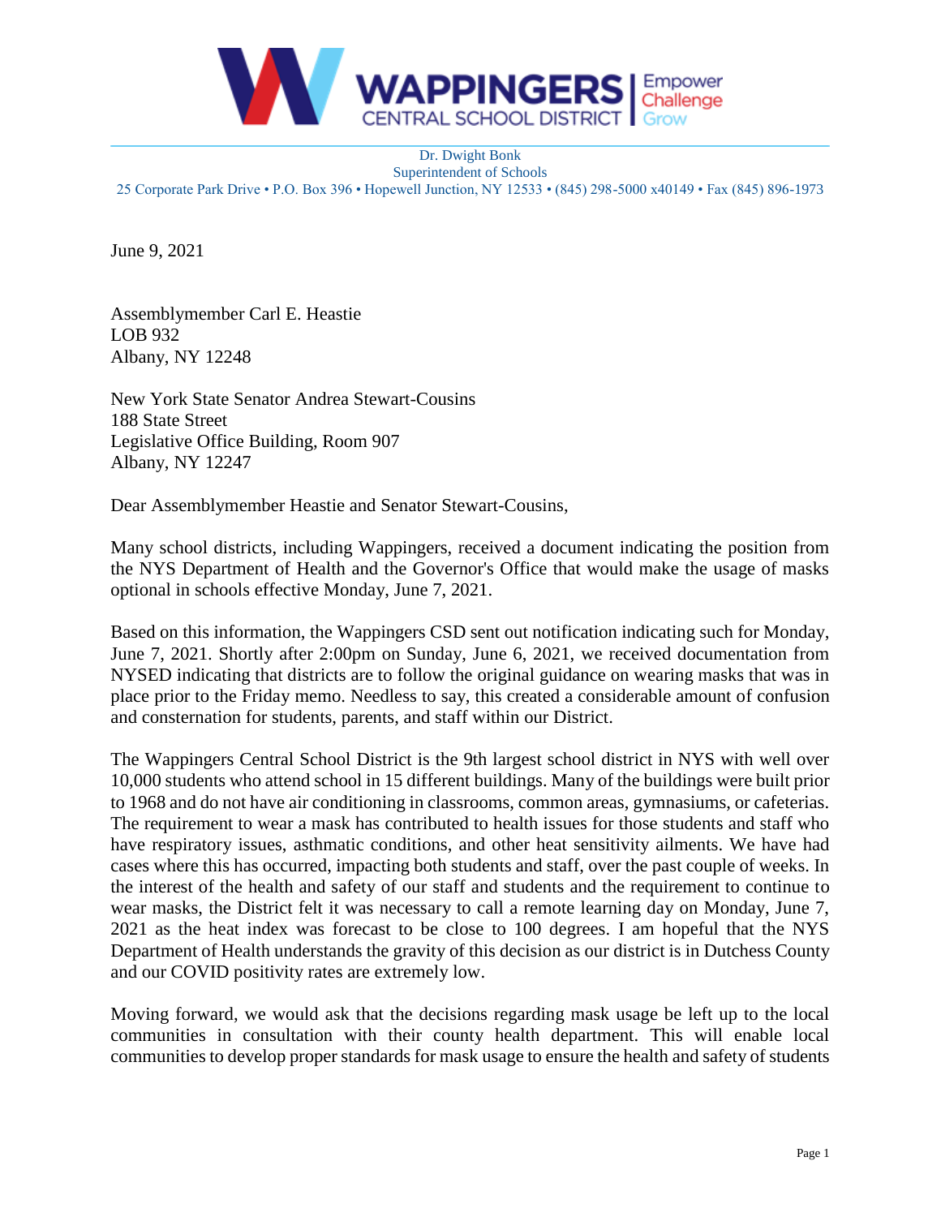WAPPINGERS CENTRAL SCHOOL DISTRICT | Empower Challenge Grow

Dr. Dwight Bonk
Superintendent of Schools
25 Corporate Park Drive • P.O. Box 396 • Hopewell Junction, NY 12533 • (845) 298-5000 x40149 • Fax (845) 896-1973

June 9, 2021

Assemblymember Carl E. Heastie
LOB 932
Albany, NY 12248

New York State Senator Andrea Stewart-Cousins
188 State Street
Legislative Office Building, Room 907
Albany, NY 12247

Dear Assemblymember Heastie and Senator Stewart-Cousins,

Many school districts, including Wappingers, received a document indicating the position from the NYS Department of Health and the Governor's Office that would make the usage of masks optional in schools effective Monday, June 7, 2021.

Based on this information, the Wappingers CSD sent out notification indicating such for Monday, June 7, 2021. Shortly after 2:00pm on Sunday, June 6, 2021, we received documentation from NYSED indicating that districts are to follow the original guidance on wearing masks that was in place prior to the Friday memo. Needless to say, this created a considerable amount of confusion and consternation for students, parents, and staff within our District.

The Wappingers Central School District is the 9th largest school district in NYS with well over 10,000 students who attend school in 15 different buildings. Many of the buildings were built prior to 1968 and do not have air conditioning in classrooms, common areas, gymnasiums, or cafeterias. The requirement to wear a mask has contributed to health issues for those students and staff who have respiratory issues, asthmatic conditions, and other heat sensitivity ailments. We have had cases where this has occurred, impacting both students and staff, over the past couple of weeks. In the interest of the health and safety of our staff and students and the requirement to continue to wear masks, the District felt it was necessary to call a remote learning day on Monday, June 7, 2021 as the heat index was forecast to be close to 100 degrees. I am hopeful that the NYS Department of Health understands the gravity of this decision as our district is in Dutchess County and our COVID positivity rates are extremely low.

Moving forward, we would ask that the decisions regarding mask usage be left up to the local communities in consultation with their county health department. This will enable local communities to develop proper standards for mask usage to ensure the health and safety of students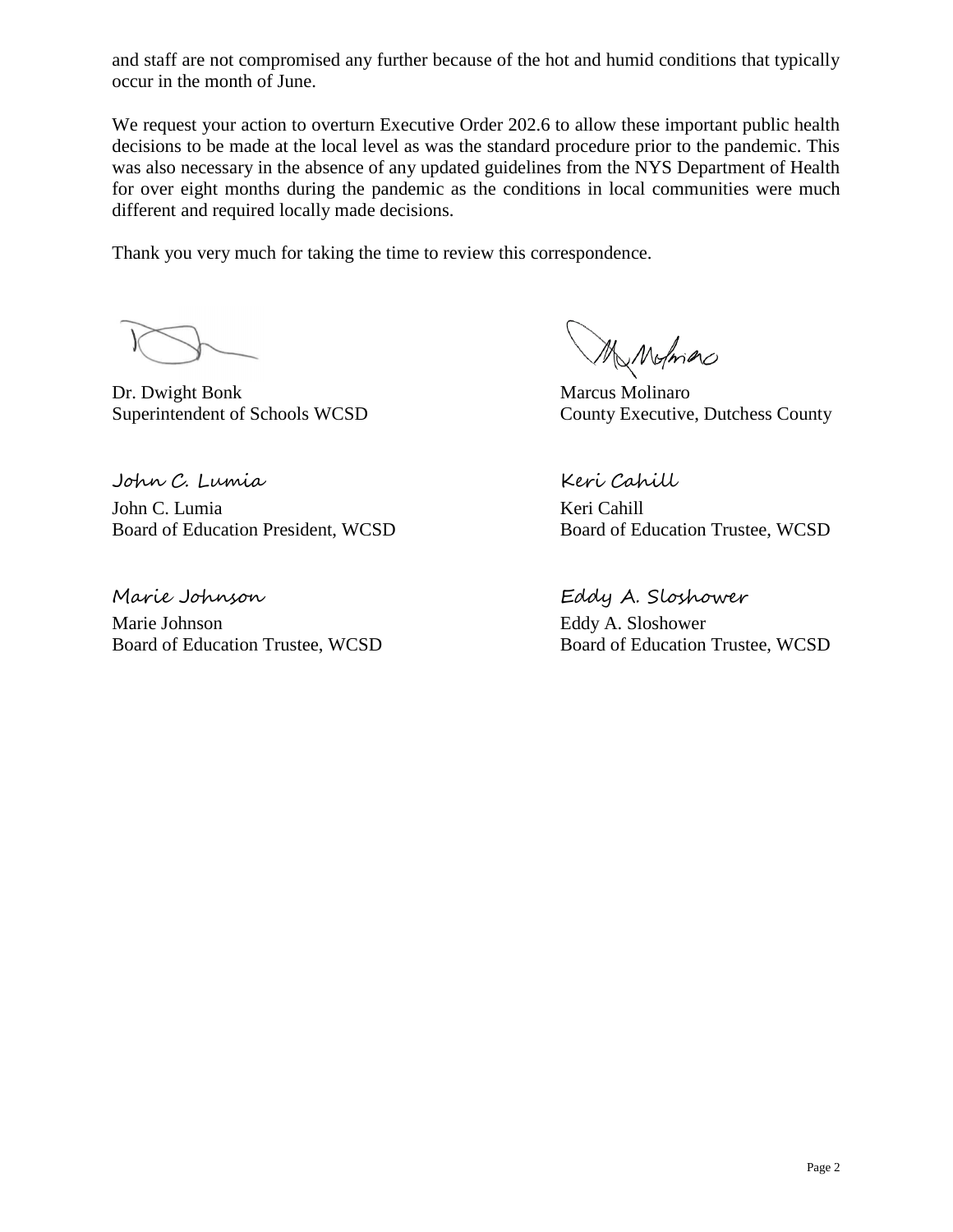and staff are not compromised any further because of the hot and humid conditions that typically occur in the month of June.

We request your action to overturn Executive Order 202.6 to allow these important public health decisions to be made at the local level as was the standard procedure prior to the pandemic. This was also necessary in the absence of any updated guidelines from the NYS Department of Health for over eight months during the pandemic as the conditions in local communities were much different and required locally made decisions.

Thank you very much for taking the time to review this correspondence.

Dr. Dwight Bonk
Superintendent of Schools WCSD

Marcus Molinaro
County Executive, Dutchess County

John C. Lumia

John C. Lumia
Board of Education President, WCSD

Keri Cahill

Keri Cahill
Board of Education Trustee, WCSD

Marie Johnson

Marie Johnson
Board of Education Trustee, WCSD

Eddy A. Sloshower

Eddy A. Sloshower
Board of Education Trustee, WCSD